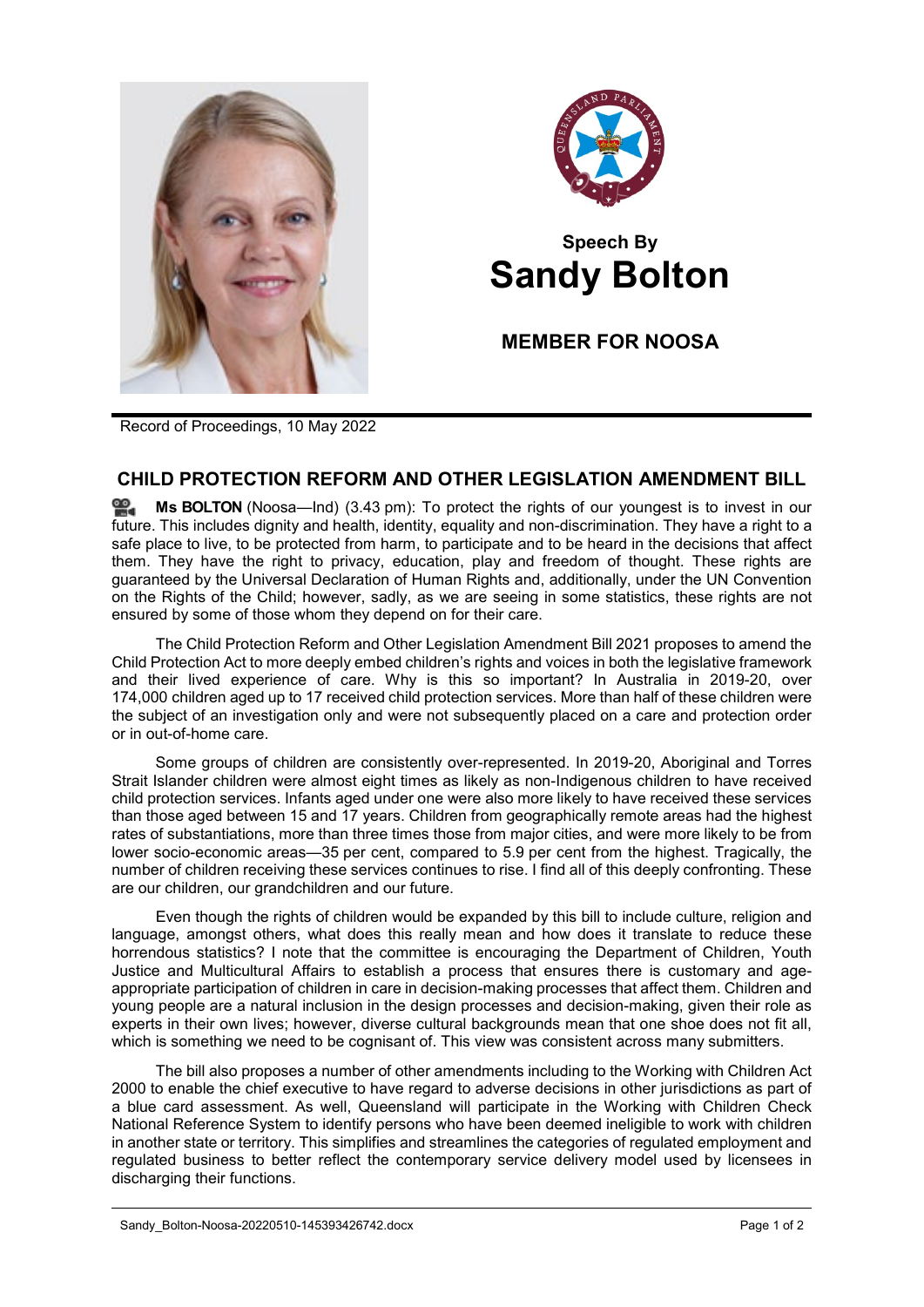Speech By

# Sandy Bolton

## MEMBER FOR NOOSA

Record of Proceedings, 10 May 2022

## CHILD PROTECTION REFORM AND OTHER LEGISLATION AMENDMENT BILL

**Ms BOLTON** (Noosa—Ind) (3.43 pm): To protect the rights of our youngest is to invest in our future. This includes dignity and health, identity, equality and non-discrimination. They have a right to a safe place to live, to be protected from harm, to participate and to be heard in the decisions that affect them. They have the right to privacy, education, play and freedom of thought. These rights are guaranteed by the Universal Declaration of Human Rights and, additionally, under the UN Convention on the Rights of the Child; however, sadly, as we are seeing in some statistics, these rights are not ensured by some of those whom they depend on for their care.

The Child Protection Reform and Other Legislation Amendment Bill 2021 proposes to amend the Child Protection Act to more deeply embed children's rights and voices in both the legislative framework and their lived experience of care. Why is this so important? In Australia in 2019-20, over 174,000 children aged up to 17 received child protection services. More than half of these children were the subject of an investigation only and were not subsequently placed on a care and protection order or in out-of-home care.

Some groups of children are consistently over-represented. In 2019-20, Aboriginal and Torres Strait Islander children were almost eight times as likely as non-Indigenous children to have received child protection services. Infants aged under one were also more likely to have received these services than those aged between 15 and 17 years. Children from geographically remote areas had the highest rates of substantiations, more than three times those from major cities, and were more likely to be from lower socio-economic areas—35 per cent, compared to 5.9 per cent from the highest. Tragically, the number of children receiving these services continues to rise. I find all of this deeply confronting. These are our children, our grandchildren and our future.

Even though the rights of children would be expanded by this bill to include culture, religion and language, amongst others, what does this really mean and how does it translate to reduce these horrendous statistics? I note that the committee is encouraging the Department of Children, Youth Justice and Multicultural Affairs to establish a process that ensures there is customary and age-appropriate participation of children in care in decision-making processes that affect them. Children and young people are a natural inclusion in the design processes and decision-making, given their role as experts in their own lives; however, diverse cultural backgrounds mean that one shoe does not fit all, which is something we need to be cognisant of. This view was consistent across many submitters.

The bill also proposes a number of other amendments including to the Working with Children Act 2000 to enable the chief executive to have regard to adverse decisions in other jurisdictions as part of a blue card assessment. As well, Queensland will participate in the Working with Children Check National Reference System to identify persons who have been deemed ineligible to work with children in another state or territory. This simplifies and streamlines the categories of regulated employment and regulated business to better reflect the contemporary service delivery model used by licensees in discharging their functions.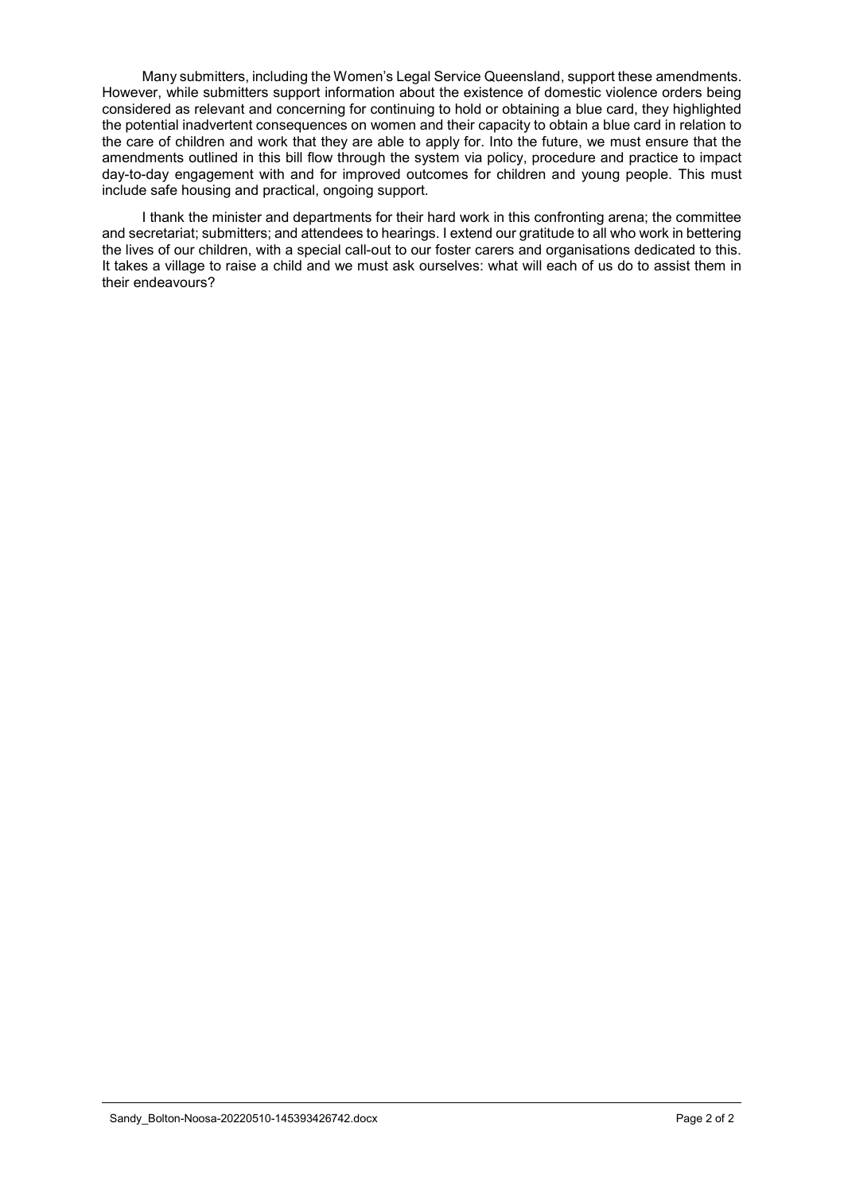Many submitters, including the Women's Legal Service Queensland, support these amendments. However, while submitters support information about the existence of domestic violence orders being considered as relevant and concerning for continuing to hold or obtaining a blue card, they highlighted the potential inadvertent consequences on women and their capacity to obtain a blue card in relation to the care of children and work that they are able to apply for. Into the future, we must ensure that the amendments outlined in this bill flow through the system via policy, procedure and practice to impact day-to-day engagement with and for improved outcomes for children and young people. This must include safe housing and practical, ongoing support.

I thank the minister and departments for their hard work in this confronting arena; the committee and secretariat; submitters; and attendees to hearings. I extend our gratitude to all who work in bettering the lives of our children, with a special call-out to our foster carers and organisations dedicated to this. It takes a village to raise a child and we must ask ourselves: what will each of us do to assist them in their endeavours?